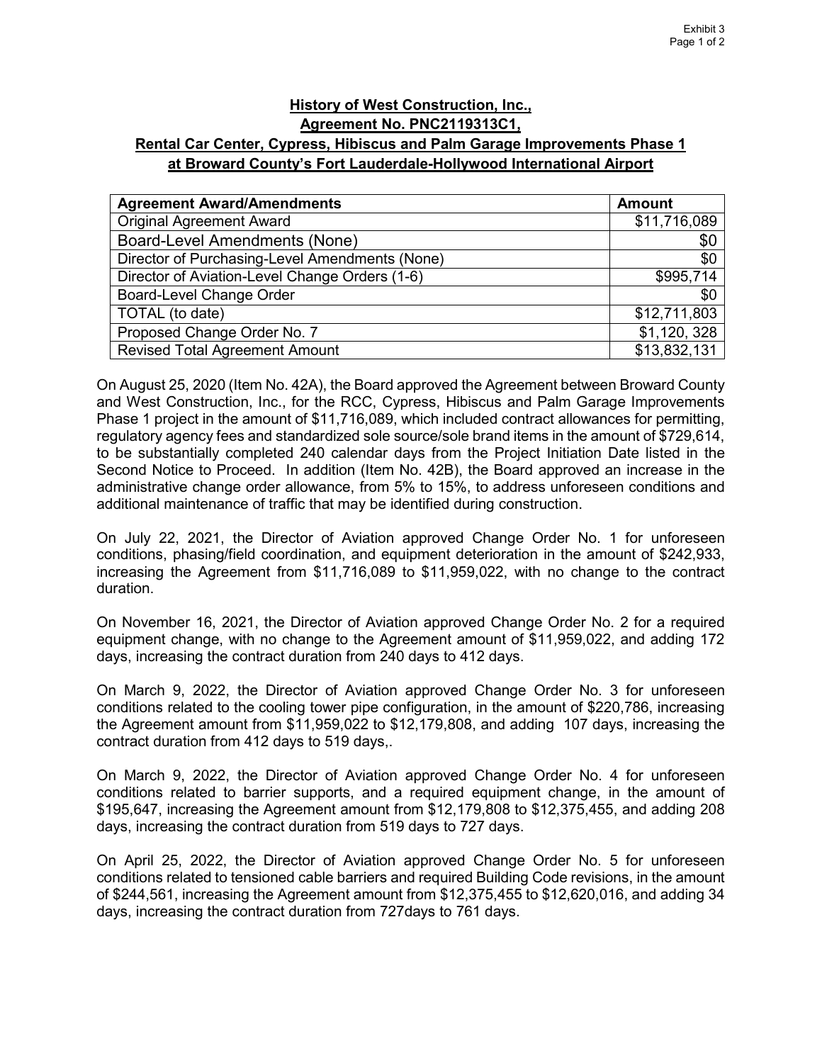Exhibit 3

**History of West Construction, Inc., Agreement No. PNC2119313C1, Rental Car Center, Cypress, Hibiscus and Palm Garage Improvements Phase 1 at Broward County's Fort Lauderdale-Hollywood International Airport**

| Agreement Award/Amendments | Amount |
|---|---|
| Original Agreement Award | $11,716,089 |
| Board-Level Amendments (None) | $0 |
| Director of Purchasing-Level Amendments (None) | $0 |
| Director of Aviation-Level Change Orders (1-6) | $995,714 |
| Board-Level Change Order | $0 |
| TOTAL (to date) | $12,711,803 |
| Proposed Change Order No. 7 | $1,120, 328 |
| Revised Total Agreement Amount | $13,832,131 |

On August 25, 2020 (Item No. 42A), the Board approved the Agreement between Broward County and West Construction, Inc., for the RCC, Cypress, Hibiscus and Palm Garage Improvements Phase 1 project in the amount of $11,716,089, which included contract allowances for permitting, regulatory agency fees and standardized sole source/sole brand items in the amount of $729,614, to be substantially completed 240 calendar days from the Project Initiation Date listed in the Second Notice to Proceed. In addition (Item No. 42B), the Board approved an increase in the administrative change order allowance, from 5% to 15%, to address unforeseen conditions and additional maintenance of traffic that may be identified during construction.

On July 22, 2021, the Director of Aviation approved Change Order No. 1 for unforeseen conditions, phasing/field coordination, and equipment deterioration in the amount of $242,933, increasing the Agreement from $11,716,089 to $11,959,022, with no change to the contract duration.

On November 16, 2021, the Director of Aviation approved Change Order No. 2 for a required equipment change, with no change to the Agreement amount of $11,959,022, and adding 172 days, increasing the contract duration from 240 days to 412 days.

On March 9, 2022, the Director of Aviation approved Change Order No. 3 for unforeseen conditions related to the cooling tower pipe configuration, in the amount of $220,786, increasing the Agreement amount from $11,959,022 to $12,179,808, and adding 107 days, increasing the contract duration from 412 days to 519 days,.

On March 9, 2022, the Director of Aviation approved Change Order No. 4 for unforeseen conditions related to barrier supports, and a required equipment change, in the amount of $195,647, increasing the Agreement amount from $12,179,808 to $12,375,455, and adding 208 days, increasing the contract duration from 519 days to 727 days.

On April 25, 2022, the Director of Aviation approved Change Order No. 5 for unforeseen conditions related to tensioned cable barriers and required Building Code revisions, in the amount of $244,561, increasing the Agreement amount from $12,375,455 to $12,620,016, and adding 34 days, increasing the contract duration from 727days to 761 days.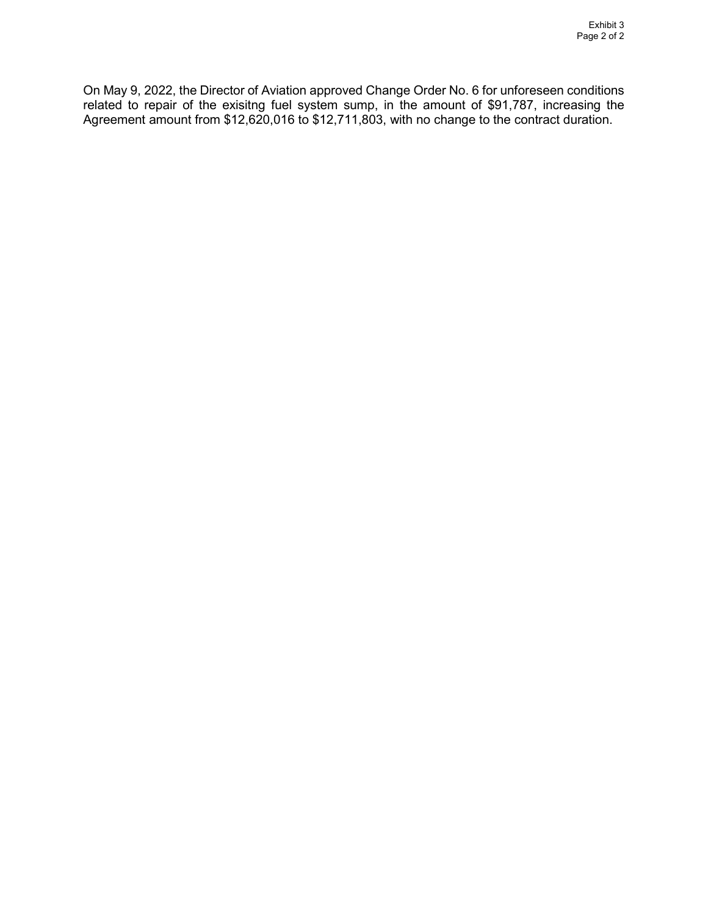On May 9, 2022, the Director of Aviation approved Change Order No. 6 for unforeseen conditions related to repair of the exisitng fuel system sump, in the amount of $91,787, increasing the Agreement amount from $12,620,016 to $12,711,803, with no change to the contract duration.